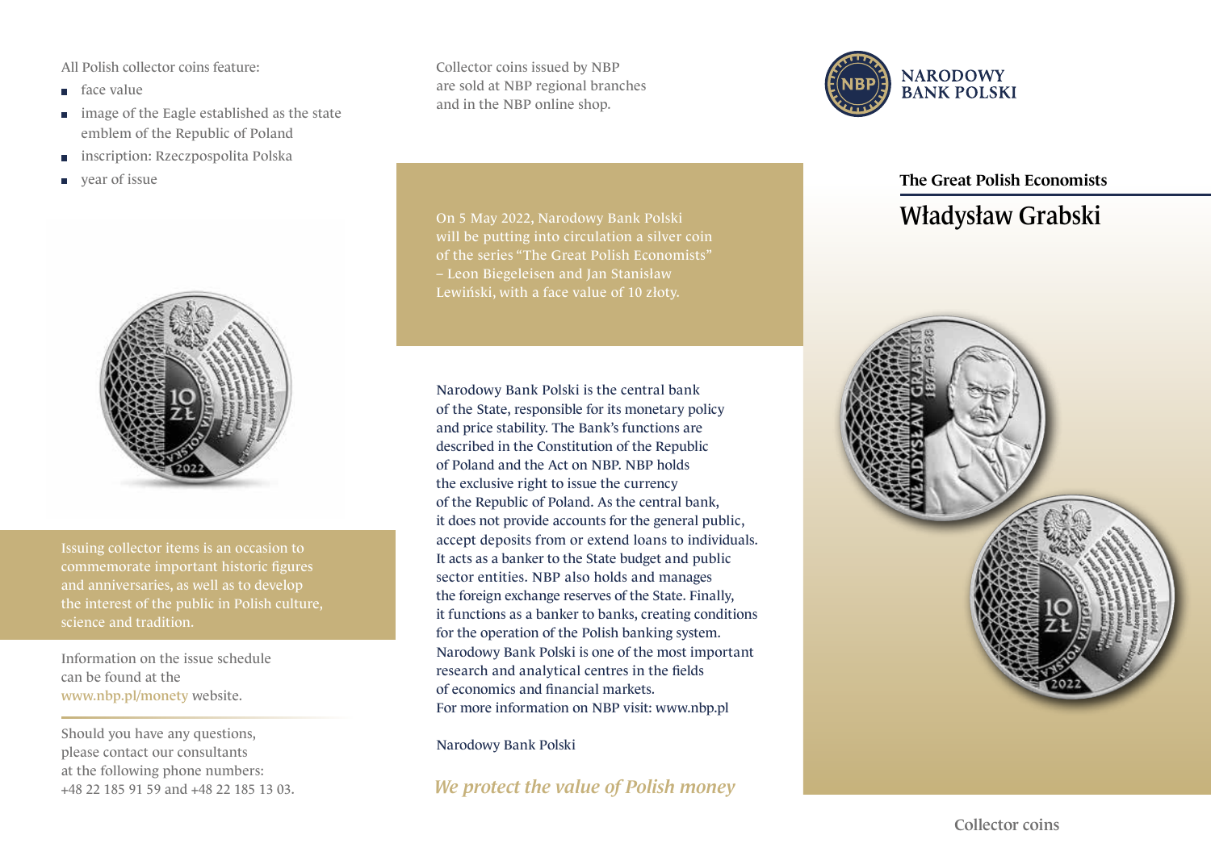All Polish collector coins feature:

- face value
- image of the Eagle established as the state emblem of the Republic of Poland
- inscription: Rzeczpospolita Polska
- year of issue

Issuing collector items is an occasion to commemorate important historic figures and anniversaries, as well as to develop the interest of the public in Polish culture, science and tradition.

Information on the issue schedule can be found at the www.nbp.pl/monety website.

Should you have any questions, please contact our consultants at the following phone numbers: +48 22 185 91 59 and +48 22 185 13 03.

Collector coins issued by NBP are sold at NBP regional branches and in the NBP online shop.

On 5 May 2022, Narodowy Bank Polski will be putting into circulation a silver coin of the series "The Great Polish Economists" – Leon Biegeleisen and Jan Stanisław Lewiński, with a face value of 10 złoty.

Narodowy Bank Polski is the central bank of the State, responsible for its monetary policy and price stability. The Bank's functions are described in the Constitution of the Republic of Poland and the Act on NBP. NBP holds the exclusive right to issue the currency of the Republic of Poland. As the central bank, it does not provide accounts for the general public, accept deposits from or extend loans to individuals. It acts as a banker to the State budget and public sector entities. NBP also holds and manages the foreign exchange reserves of the State. Finally, it functions as a banker to banks, creating conditions for the operation of the Polish banking system. Narodowy Bank Polski is one of the most important research and analytical centres in the fields of economics and financial markets.
For more information on NBP visit: www.nbp.pl

Narodowy Bank Polski

*We protect the value of Polish money*

NARODOWY BANK POLSKI

**The Great Polish Economists**

# Władysław Grabski

Collector coins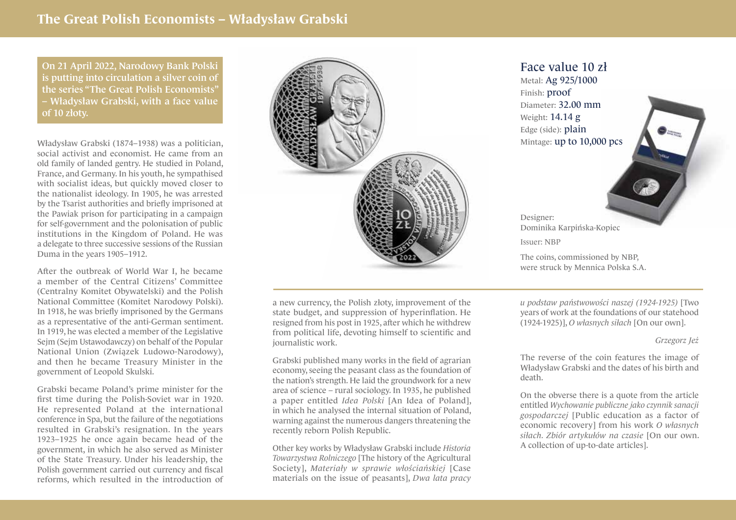# The Great Polish Economists – Władysław Grabski

**On 21 April 2022, Narodowy Bank Polski is putting into circulation a silver coin of the series "The Great Polish Economists" – Władysław Grabski, with a face value of 10 złoty.**

Władysław Grabski (1874–1938) was a politician, social activist and economist. He came from an old family of landed gentry. He studied in Poland, France, and Germany. In his youth, he sympathised with socialist ideas, but quickly moved closer to the nationalist ideology. In 1905, he was arrested by the Tsarist authorities and briefly imprisoned at the Pawiak prison for participating in a campaign for self-government and the polonisation of public institutions in the Kingdom of Poland. He was a delegate to three successive sessions of the Russian Duma in the years 1905–1912.

After the outbreak of World War I, he became a member of the Central Citizens' Committee (Centralny Komitet Obywatelski) and the Polish National Committee (Komitet Narodowy Polski). In 1918, he was briefly imprisoned by the Germans as a representative of the anti-German sentiment. In 1919, he was elected a member of the Legislative Sejm (Sejm Ustawodawczy) on behalf of the Popular National Union (Związek Ludowo-Narodowy), and then he became Treasury Minister in the government of Leopold Skulski.

Grabski became Poland's prime minister for the first time during the Polish-Soviet war in 1920. He represented Poland at the international conference in Spa, but the failure of the negotiations resulted in Grabski's resignation. In the years 1923–1925 he once again became head of the government, in which he also served as Minister of the State Treasury. Under his leadership, the Polish government carried out currency and fiscal reforms, which resulted in the introduction of a new currency, the Polish złoty, improvement of the state budget, and suppression of hyperinflation. He resigned from his post in 1925, after which he withdrew from political life, devoting himself to scientific and journalistic work.

Grabski published many works in the field of agrarian economy, seeing the peasant class as the foundation of the nation's strength. He laid the groundwork for a new area of science – rural sociology. In 1935, he published a paper entitled *Idea Polski* [An Idea of Poland], in which he analysed the internal situation of Poland, warning against the numerous dangers threatening the recently reborn Polish Republic.

Other key works by Władysław Grabski include *Historia Towarzystwa Rolniczego* [The history of the Agricultural Society], *Materiały w sprawie włościańskiej* [Case materials on the issue of peasants], *Dwa lata pracy u podstaw państwowości naszej (1924-1925)* [Two years of work at the foundations of our statehood (1924-1925)], *O własnych siłach* [On our own].

*Grzegorz Jeż*

**Face value 10 zł**
Metal: Ag 925/1000
Finish: proof
Diameter: 32.00 mm
Weight: 14.14 g
Edge (side): plain
Mintage: up to 10,000 pcs

Designer:
Dominika Karpińska-Kopiec

Issuer: NBP

The coins, commissioned by NBP, were struck by Mennica Polska S.A.

The reverse of the coin features the image of Władysław Grabski and the dates of his birth and death.

On the obverse there is a quote from the article entitled *Wychowanie publiczne jako czynnik sanacji gospodarczej* [Public education as a factor of economic recovery] from his work *O własnych siłach. Zbiór artykułów na czasie* [On our own. A collection of up-to-date articles].